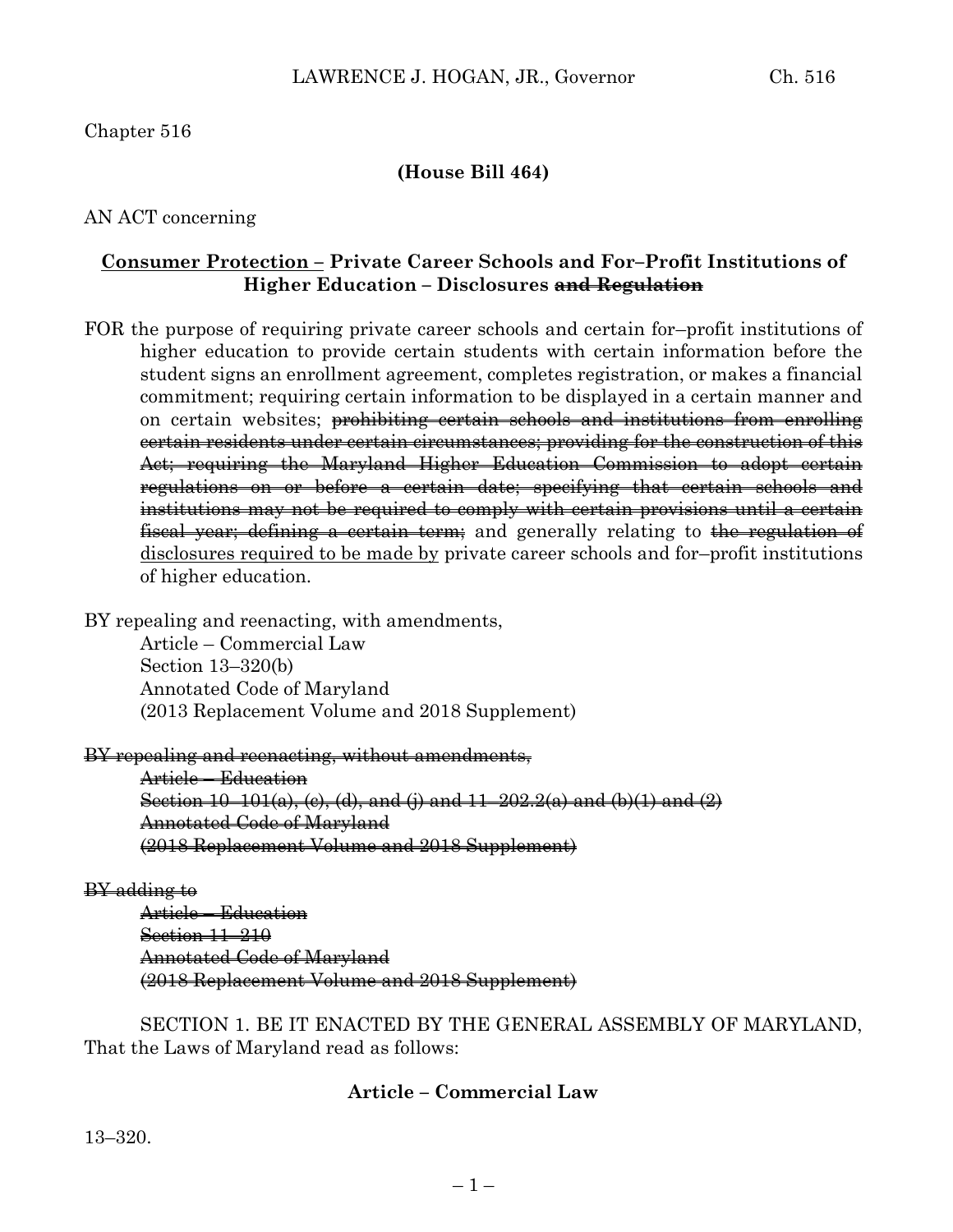Chapter 516

**(House Bill 464)**

AN ACT concerning

**Consumer Protection – Private Career Schools and For–Profit Institutions of Higher Education – Disclosures ~~and Regulation~~**

FOR the purpose of requiring private career schools and certain for–profit institutions of higher education to provide certain students with certain information before the student signs an enrollment agreement, completes registration, or makes a financial commitment; requiring certain information to be displayed in a certain manner and on certain websites; ~~prohibiting certain schools and institutions from enrolling certain residents under certain circumstances; providing for the construction of this Act; requiring the Maryland Higher Education Commission to adopt certain regulations on or before a certain date; specifying that certain schools and institutions may not be required to comply with certain provisions until a certain fiscal year; defining a certain term;~~ and generally relating to ~~the regulation of~~ disclosures required to be made by private career schools and for–profit institutions of higher education.

BY repealing and reenacting, with amendments,
Article – Commercial Law
Section 13–320(b)
Annotated Code of Maryland
(2013 Replacement Volume and 2018 Supplement)

~~BY repealing and reenacting, without amendments,~~
~~Article – Education~~
~~Section 10–101(a), (c), (d), and (j) and 11–202.2(a) and (b)(1) and (2)~~
~~Annotated Code of Maryland~~
~~(2018 Replacement Volume and 2018 Supplement)~~

~~BY adding to~~
~~Article – Education~~
~~Section 11–210~~
~~Annotated Code of Maryland~~
~~(2018 Replacement Volume and 2018 Supplement)~~

SECTION 1. BE IT ENACTED BY THE GENERAL ASSEMBLY OF MARYLAND, That the Laws of Maryland read as follows:

**Article – Commercial Law**

13–320.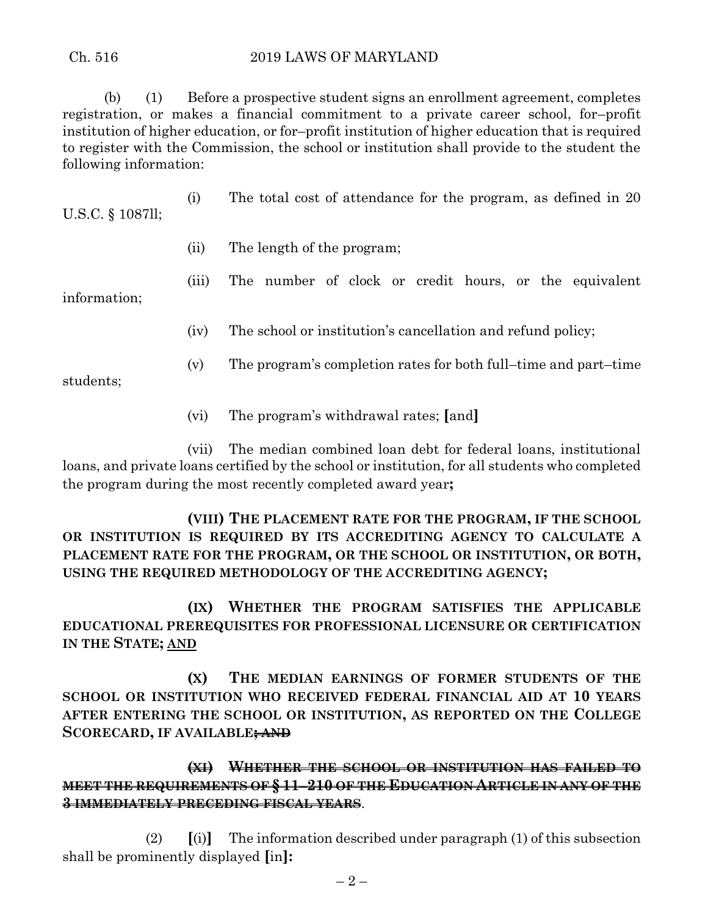(b) (1) Before a prospective student signs an enrollment agreement, completes registration, or makes a financial commitment to a private career school, for–profit institution of higher education, or for–profit institution of higher education that is required to register with the Commission, the school or institution shall provide to the student the following information:

(i) The total cost of attendance for the program, as defined in 20 U.S.C. § 1087ll;

(ii) The length of the program;

(iii) The number of clock or credit hours, or the equivalent information;

(iv) The school or institution's cancellation and refund policy;

(v) The program's completion rates for both full–time and part–time students;

(vi) The program's withdrawal rates; **[**and**]**

(vii) The median combined loan debt for federal loans, institutional loans, and private loans certified by the school or institution, for all students who completed the program during the most recently completed award year**;**

**(VIII) THE PLACEMENT RATE FOR THE PROGRAM, IF THE SCHOOL OR INSTITUTION IS REQUIRED BY ITS ACCREDITING AGENCY TO CALCULATE A PLACEMENT RATE FOR THE PROGRAM, OR THE SCHOOL OR INSTITUTION, OR BOTH, USING THE REQUIRED METHODOLOGY OF THE ACCREDITING AGENCY;**

**(IX) WHETHER THE PROGRAM SATISFIES THE APPLICABLE EDUCATIONAL PREREQUISITES FOR PROFESSIONAL LICENSURE OR CERTIFICATION IN THE STATE;** <u>**AND**</u>

**(X) THE MEDIAN EARNINGS OF FORMER STUDENTS OF THE SCHOOL OR INSTITUTION WHO RECEIVED FEDERAL FINANCIAL AID AT 10 YEARS AFTER ENTERING THE SCHOOL OR INSTITUTION, AS REPORTED ON THE COLLEGE SCORECARD, IF AVAILABLE**~~**; AND**~~

~~**(XI) WHETHER THE SCHOOL OR INSTITUTION HAS FAILED TO MEET THE REQUIREMENTS OF § 11–210 OF THE EDUCATION ARTICLE IN ANY OF THE 3 IMMEDIATELY PRECEDING FISCAL YEARS**~~.

(2) **[**(i)**]** The information described under paragraph (1) of this subsection shall be prominently displayed **[**in**]:**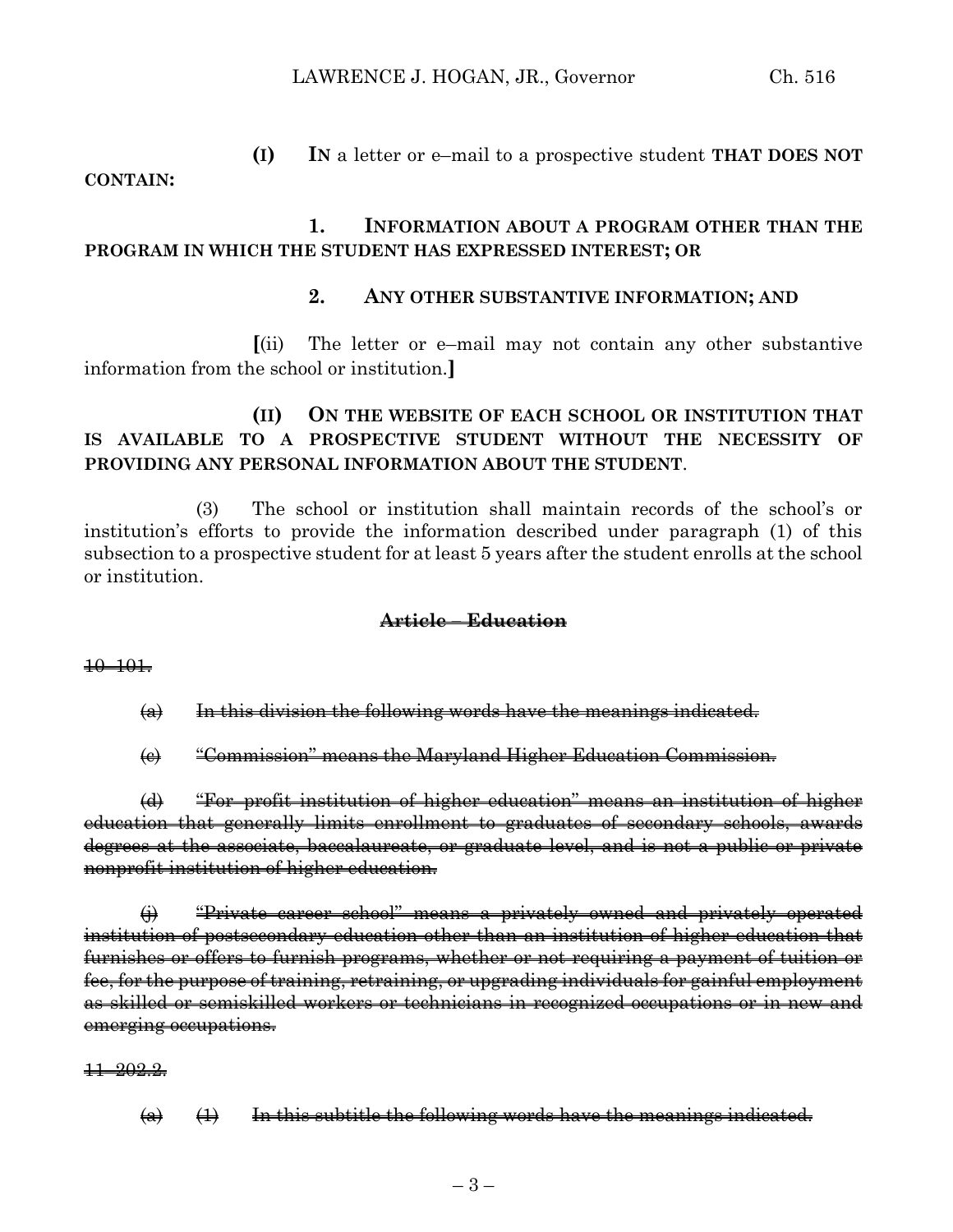**(I)** **IN** a letter or e–mail to a prospective student **THAT DOES NOT CONTAIN:**

**1. INFORMATION ABOUT A PROGRAM OTHER THAN THE PROGRAM IN WHICH THE STUDENT HAS EXPRESSED INTEREST; OR**

**2. ANY OTHER SUBSTANTIVE INFORMATION; AND**

**[**(ii) The letter or e–mail may not contain any other substantive information from the school or institution.**]**

**(II) ON THE WEBSITE OF EACH SCHOOL OR INSTITUTION THAT IS AVAILABLE TO A PROSPECTIVE STUDENT WITHOUT THE NECESSITY OF PROVIDING ANY PERSONAL INFORMATION ABOUT THE STUDENT**.

(3) The school or institution shall maintain records of the school's or institution's efforts to provide the information described under paragraph (1) of this subsection to a prospective student for at least 5 years after the student enrolls at the school or institution.

~~**Article – Education**~~

~~10–101.~~

~~(a) In this division the following words have the meanings indicated.~~

~~(c) "Commission" means the Maryland Higher Education Commission.~~

~~(d) "For–profit institution of higher education" means an institution of higher education that generally limits enrollment to graduates of secondary schools, awards degrees at the associate, baccalaureate, or graduate level, and is not a public or private nonprofit institution of higher education.~~

~~(j) "Private career school" means a privately owned and privately operated institution of postsecondary education other than an institution of higher education that furnishes or offers to furnish programs, whether or not requiring a payment of tuition or fee, for the purpose of training, retraining, or upgrading individuals for gainful employment as skilled or semiskilled workers or technicians in recognized occupations or in new and emerging occupations.~~

~~11–202.2.~~

~~(a) (1) In this subtitle the following words have the meanings indicated.~~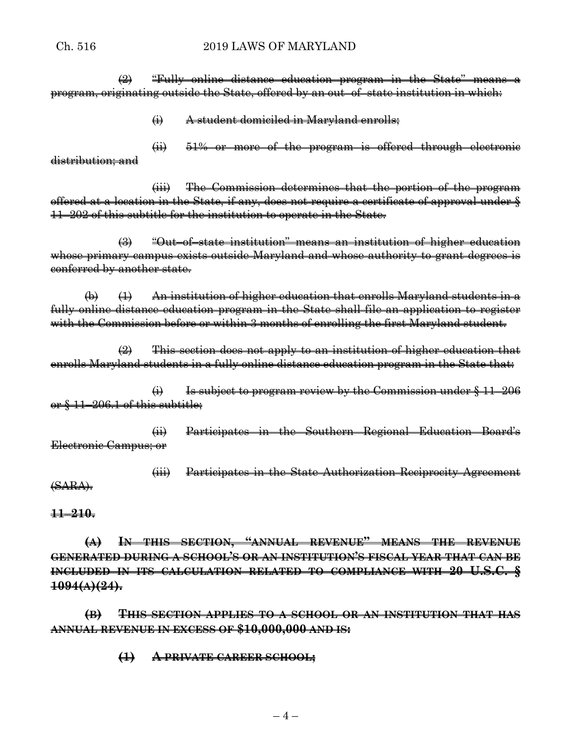(2) "Fully online distance education program in the State" means a program, originating outside the State, offered by an out–of–state institution in which:

(i) A student domiciled in Maryland enrolls;

(ii) 51% or more of the program is offered through electronic distribution; and

(iii) The Commission determines that the portion of the program offered at a location in the State, if any, does not require a certificate of approval under § 11–202 of this subtitle for the institution to operate in the State.

(3) "Out–of–state institution" means an institution of higher education whose primary campus exists outside Maryland and whose authority to grant degrees is conferred by another state.

(b) (1) An institution of higher education that enrolls Maryland students in a fully online distance education program in the State shall file an application to register with the Commission before or within 3 months of enrolling the first Maryland student.

(2) This section does not apply to an institution of higher education that enrolls Maryland students in a fully online distance education program in the State that:

(i) Is subject to program review by the Commission under § 11–206 or § 11–206.1 of this subtitle;

(ii) Participates in the Southern Regional Education Board's Electronic Campus; or

(iii) Participates in the State Authorization Reciprocity Agreement (SARA).

**11–210.**

**(A) IN THIS SECTION, "ANNUAL REVENUE" MEANS THE REVENUE GENERATED DURING A SCHOOL'S OR AN INSTITUTION'S FISCAL YEAR THAT CAN BE INCLUDED IN ITS CALCULATION RELATED TO COMPLIANCE WITH 20 U.S.C. § 1094(A)(24).**

**(B) THIS SECTION APPLIES TO A SCHOOL OR AN INSTITUTION THAT HAS ANNUAL REVENUE IN EXCESS OF $10,000,000 AND IS:**

**(1) A PRIVATE CAREER SCHOOL;**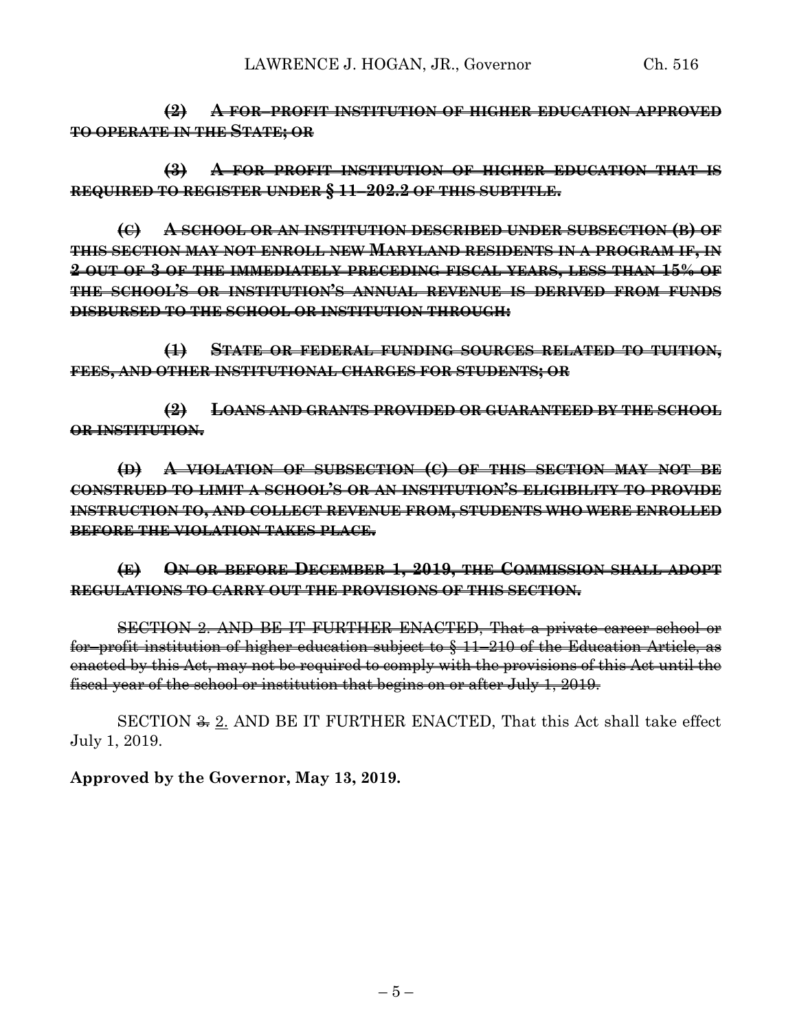~~**(2) A FOR–PROFIT INSTITUTION OF HIGHER EDUCATION APPROVED TO OPERATE IN THE STATE; OR**~~

~~**(3) A FOR–PROFIT INSTITUTION OF HIGHER EDUCATION THAT IS REQUIRED TO REGISTER UNDER § 11–202.2 OF THIS SUBTITLE.**~~

~~**(C) A SCHOOL OR AN INSTITUTION DESCRIBED UNDER SUBSECTION (B) OF THIS SECTION MAY NOT ENROLL NEW MARYLAND RESIDENTS IN A PROGRAM IF, IN 2 OUT OF 3 OF THE IMMEDIATELY PRECEDING FISCAL YEARS, LESS THAN 15% OF THE SCHOOL'S OR INSTITUTION'S ANNUAL REVENUE IS DERIVED FROM FUNDS DISBURSED TO THE SCHOOL OR INSTITUTION THROUGH:**~~

~~**(1) STATE OR FEDERAL FUNDING SOURCES RELATED TO TUITION, FEES, AND OTHER INSTITUTIONAL CHARGES FOR STUDENTS; OR**~~

~~**(2) LOANS AND GRANTS PROVIDED OR GUARANTEED BY THE SCHOOL OR INSTITUTION.**~~

~~**(D) A VIOLATION OF SUBSECTION (C) OF THIS SECTION MAY NOT BE CONSTRUED TO LIMIT A SCHOOL'S OR AN INSTITUTION'S ELIGIBILITY TO PROVIDE INSTRUCTION TO, AND COLLECT REVENUE FROM, STUDENTS WHO WERE ENROLLED BEFORE THE VIOLATION TAKES PLACE.**~~

~~**(E) ON OR BEFORE DECEMBER 1, 2019, THE COMMISSION SHALL ADOPT REGULATIONS TO CARRY OUT THE PROVISIONS OF THIS SECTION.**~~

~~SECTION 2. AND BE IT FURTHER ENACTED, That a private career school or for–profit institution of higher education subject to § 11–210 of the Education Article, as enacted by this Act, may not be required to comply with the provisions of this Act until the fiscal year of the school or institution that begins on or after July 1, 2019.~~

SECTION ~~3.~~ 2. AND BE IT FURTHER ENACTED, That this Act shall take effect July 1, 2019.

**Approved by the Governor, May 13, 2019.**